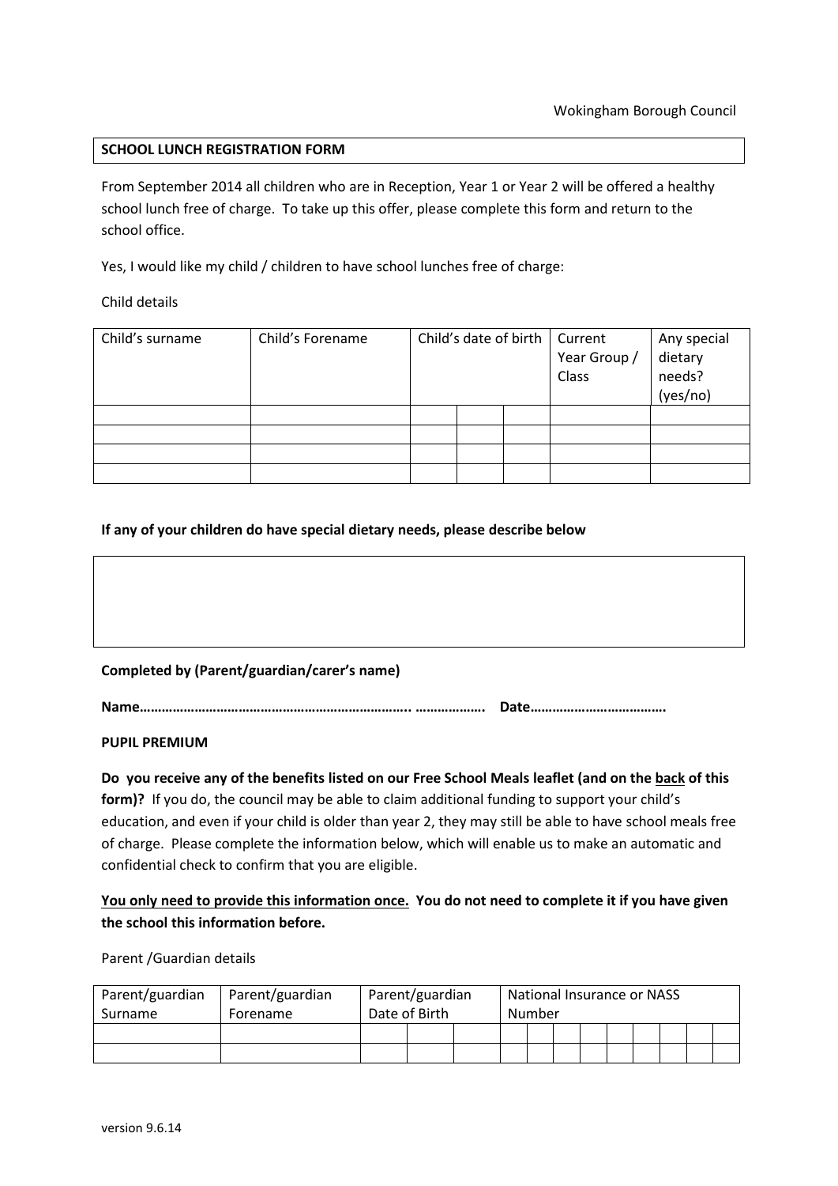Wokingham Borough Council

**SCHOOL LUNCH REGISTRATION FORM**

From September 2014 all children who are in Reception, Year 1 or Year 2 will be offered a healthy school lunch free of charge. To take up this offer, please complete this form and return to the school office.

Yes, I would like my child / children to have school lunches free of charge:

Child details

| Child's surname | Child's Forename | Child's date of birth | | | Current Year Group / Class | Any special dietary needs? (yes/no) |
|---|---|---|---|---|---|---|
| | | | | | | |
| | | | | | | |
| | | | | | | |
| | | | | | | |

**If any of your children do have special dietary needs, please describe below**

**Completed by (Parent/guardian/carer's name)**

**Name……………………………………………………………….. ………………. Date………………………………**

**PUPIL PREMIUM**

**Do you receive any of the benefits listed on our Free School Meals leaflet (and on the <u>back</u> of this form)?** If you do, the council may be able to claim additional funding to support your child's education, and even if your child is older than year 2, they may still be able to have school meals free of charge. Please complete the information below, which will enable us to make an automatic and confidential check to confirm that you are eligible.

**<u>You only need to provide this information once.</u> You do not need to complete it if you have given the school this information before.**

Parent /Guardian details

| Parent/guardian Surname | Parent/guardian Forename | Parent/guardian Date of Birth | | | National Insurance or NASS Number | | | | | | | | |
|---|---|---|---|---|---|---|---|---|---|---|---|---|---|
| | | | | | | | | | | | | | |
| | | | | | | | | | | | | | |

version 9.6.14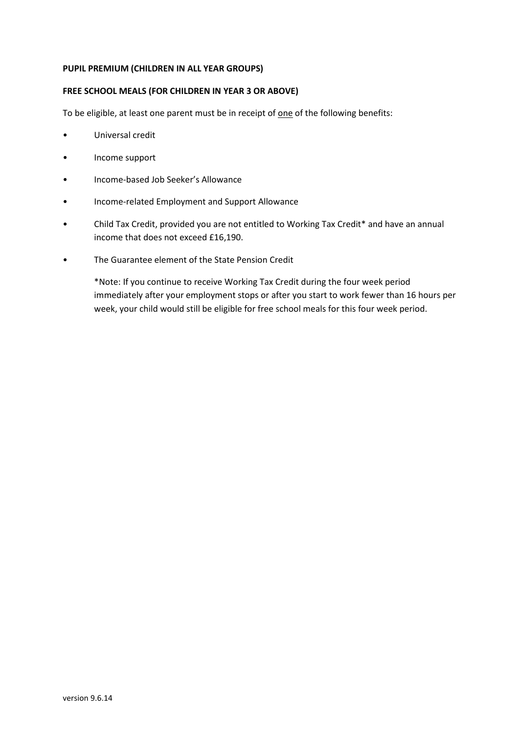**PUPIL PREMIUM (CHILDREN IN ALL YEAR GROUPS)**

**FREE SCHOOL MEALS (FOR CHILDREN IN YEAR 3 OR ABOVE)**

To be eligible, at least one parent must be in receipt of <u>one</u> of the following benefits:

- Universal credit
- Income support
- Income-based Job Seeker's Allowance
- Income-related Employment and Support Allowance
- Child Tax Credit, provided you are not entitled to Working Tax Credit* and have an annual income that does not exceed £16,190.
- The Guarantee element of the State Pension Credit

  *Note: If you continue to receive Working Tax Credit during the four week period immediately after your employment stops or after you start to work fewer than 16 hours per week, your child would still be eligible for free school meals for this four week period.

version 9.6.14